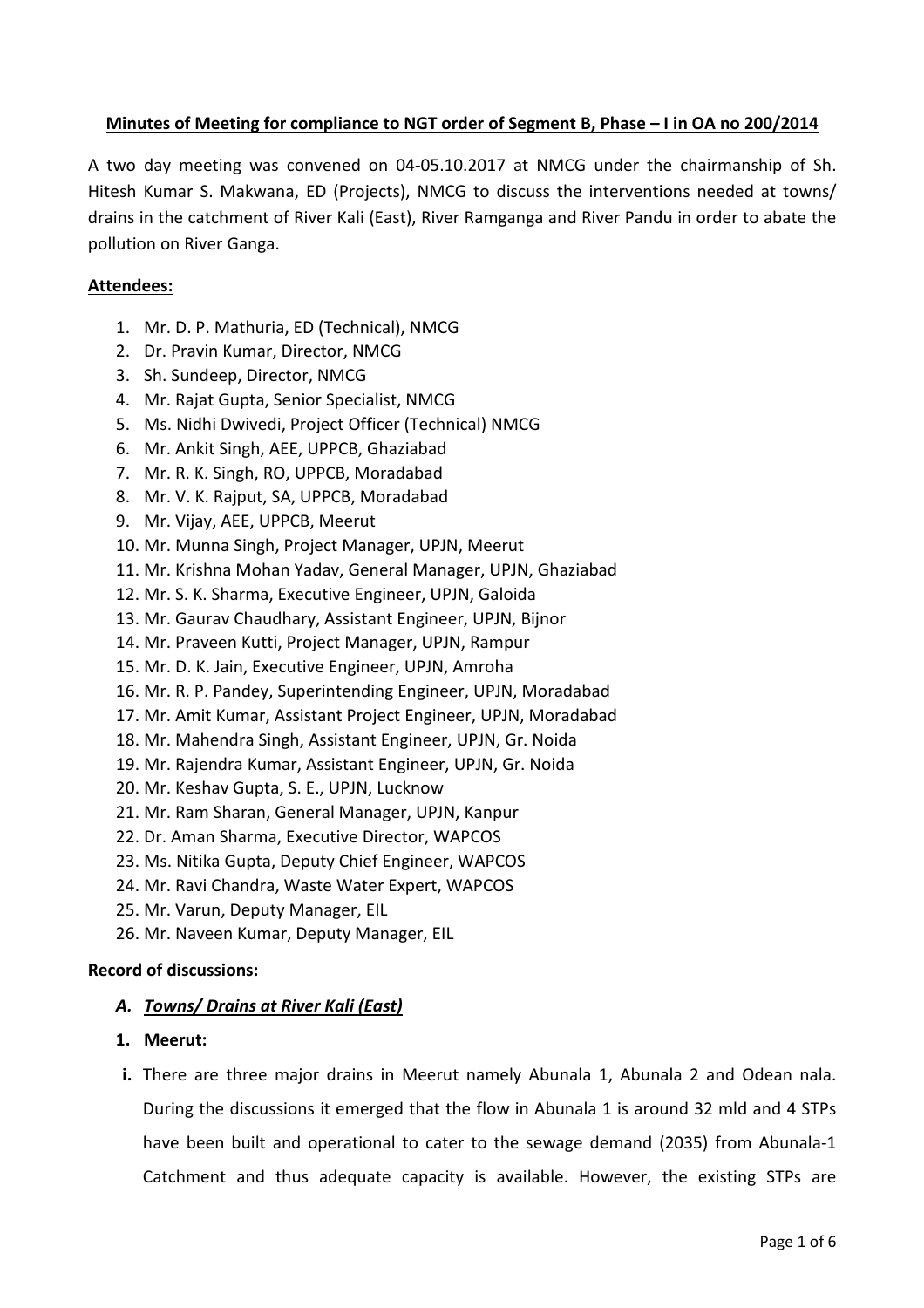**Minutes of Meeting for compliance to NGT order of Segment B, Phase – I in OA no 200/2014**

A two day meeting was convened on 04-05.10.2017 at NMCG under the chairmanship of Sh. Hitesh Kumar S. Makwana, ED (Projects), NMCG to discuss the interventions needed at towns/ drains in the catchment of River Kali (East), River Ramganga and River Pandu in order to abate the pollution on River Ganga.

**Attendees:**

1. Mr. D. P. Mathuria, ED (Technical), NMCG
2. Dr. Pravin Kumar, Director, NMCG
3. Sh. Sundeep, Director, NMCG
4. Mr. Rajat Gupta, Senior Specialist, NMCG
5. Ms. Nidhi Dwivedi, Project Officer (Technical) NMCG
6. Mr. Ankit Singh, AEE, UPPCB, Ghaziabad
7. Mr. R. K. Singh, RO, UPPCB, Moradabad
8. Mr. V. K. Rajput, SA, UPPCB, Moradabad
9. Mr. Vijay, AEE, UPPCB, Meerut
10. Mr. Munna Singh, Project Manager, UPJN, Meerut
11. Mr. Krishna Mohan Yadav, General Manager, UPJN, Ghaziabad
12. Mr. S. K. Sharma, Executive Engineer, UPJN, Galoida
13. Mr. Gaurav Chaudhary, Assistant Engineer, UPJN, Bijnor
14. Mr. Praveen Kutti, Project Manager, UPJN, Rampur
15. Mr. D. K. Jain, Executive Engineer, UPJN, Amroha
16. Mr. R. P. Pandey, Superintending Engineer, UPJN, Moradabad
17. Mr. Amit Kumar, Assistant Project Engineer, UPJN, Moradabad
18. Mr. Mahendra Singh, Assistant Engineer, UPJN, Gr. Noida
19. Mr. Rajendra Kumar, Assistant Engineer, UPJN, Gr. Noida
20. Mr. Keshav Gupta, S. E., UPJN, Lucknow
21. Mr. Ram Sharan, General Manager, UPJN, Kanpur
22. Dr. Aman Sharma, Executive Director, WAPCOS
23. Ms. Nitika Gupta, Deputy Chief Engineer, WAPCOS
24. Mr. Ravi Chandra, Waste Water Expert, WAPCOS
25. Mr. Varun, Deputy Manager, EIL
26. Mr. Naveen Kumar, Deputy Manager, EIL

**Record of discussions:**

***A. Towns/ Drains at River Kali (East)***

**1. Meerut:**

**i.** There are three major drains in Meerut namely Abunala 1, Abunala 2 and Odean nala. During the discussions it emerged that the flow in Abunala 1 is around 32 mld and 4 STPs have been built and operational to cater to the sewage demand (2035) from Abunala-1 Catchment and thus adequate capacity is available. However, the existing STPs are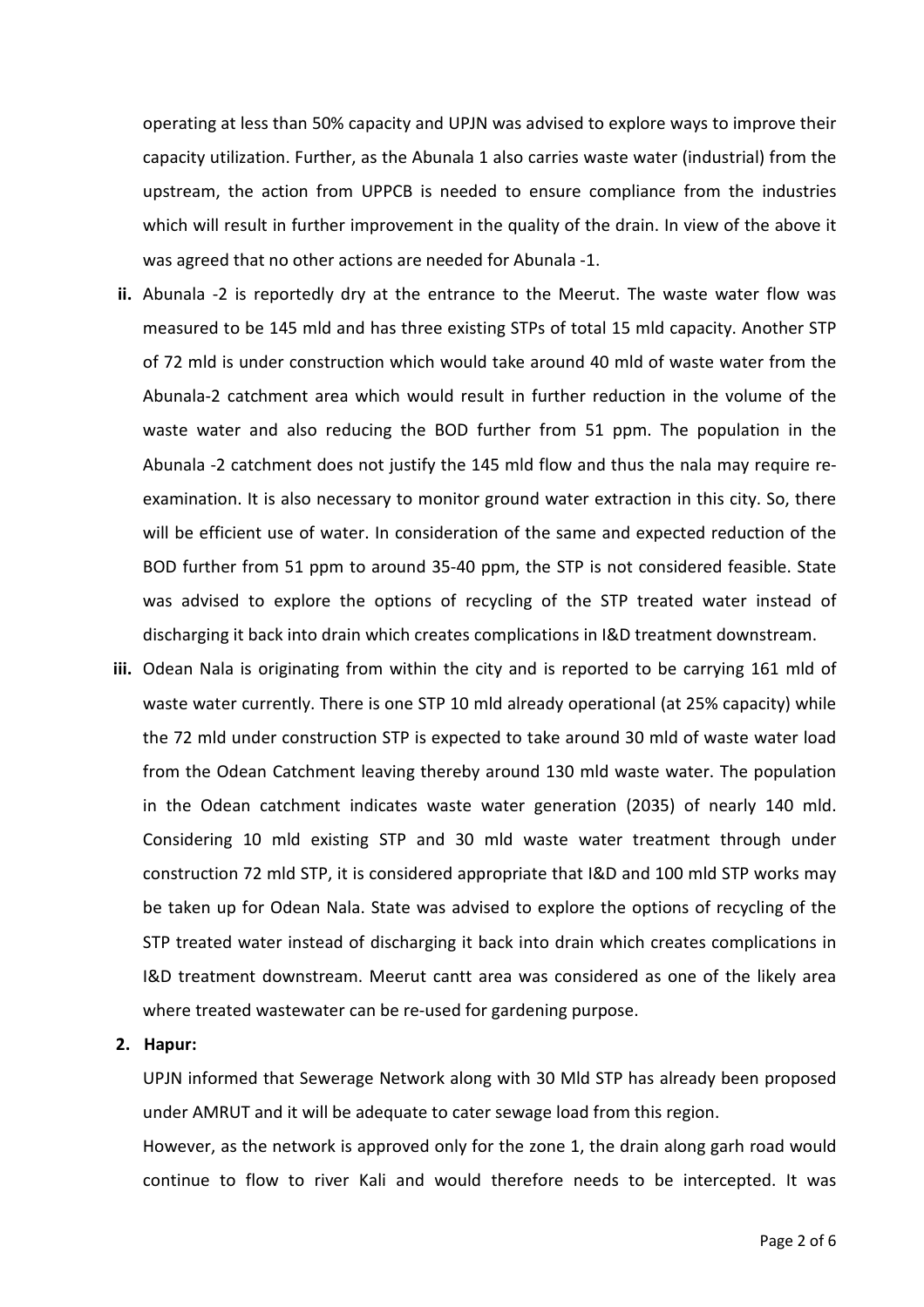operating at less than 50% capacity and UPJN was advised to explore ways to improve their capacity utilization. Further, as the Abunala 1 also carries waste water (industrial) from the upstream, the action from UPPCB is needed to ensure compliance from the industries which will result in further improvement in the quality of the drain. In view of the above it was agreed that no other actions are needed for Abunala -1.

- **ii.** Abunala -2 is reportedly dry at the entrance to the Meerut. The waste water flow was measured to be 145 mld and has three existing STPs of total 15 mld capacity. Another STP of 72 mld is under construction which would take around 40 mld of waste water from the Abunala-2 catchment area which would result in further reduction in the volume of the waste water and also reducing the BOD further from 51 ppm. The population in the Abunala -2 catchment does not justify the 145 mld flow and thus the nala may require re-examination. It is also necessary to monitor ground water extraction in this city. So, there will be efficient use of water. In consideration of the same and expected reduction of the BOD further from 51 ppm to around 35-40 ppm, the STP is not considered feasible. State was advised to explore the options of recycling of the STP treated water instead of discharging it back into drain which creates complications in I&D treatment downstream.
- **iii.** Odean Nala is originating from within the city and is reported to be carrying 161 mld of waste water currently. There is one STP 10 mld already operational (at 25% capacity) while the 72 mld under construction STP is expected to take around 30 mld of waste water load from the Odean Catchment leaving thereby around 130 mld waste water. The population in the Odean catchment indicates waste water generation (2035) of nearly 140 mld. Considering 10 mld existing STP and 30 mld waste water treatment through under construction 72 mld STP, it is considered appropriate that I&D and 100 mld STP works may be taken up for Odean Nala. State was advised to explore the options of recycling of the STP treated water instead of discharging it back into drain which creates complications in I&D treatment downstream. Meerut cantt area was considered as one of the likely area where treated wastewater can be re-used for gardening purpose.

**2. Hapur:**

UPJN informed that Sewerage Network along with 30 Mld STP has already been proposed under AMRUT and it will be adequate to cater sewage load from this region.

However, as the network is approved only for the zone 1, the drain along garh road would continue to flow to river Kali and would therefore needs to be intercepted. It was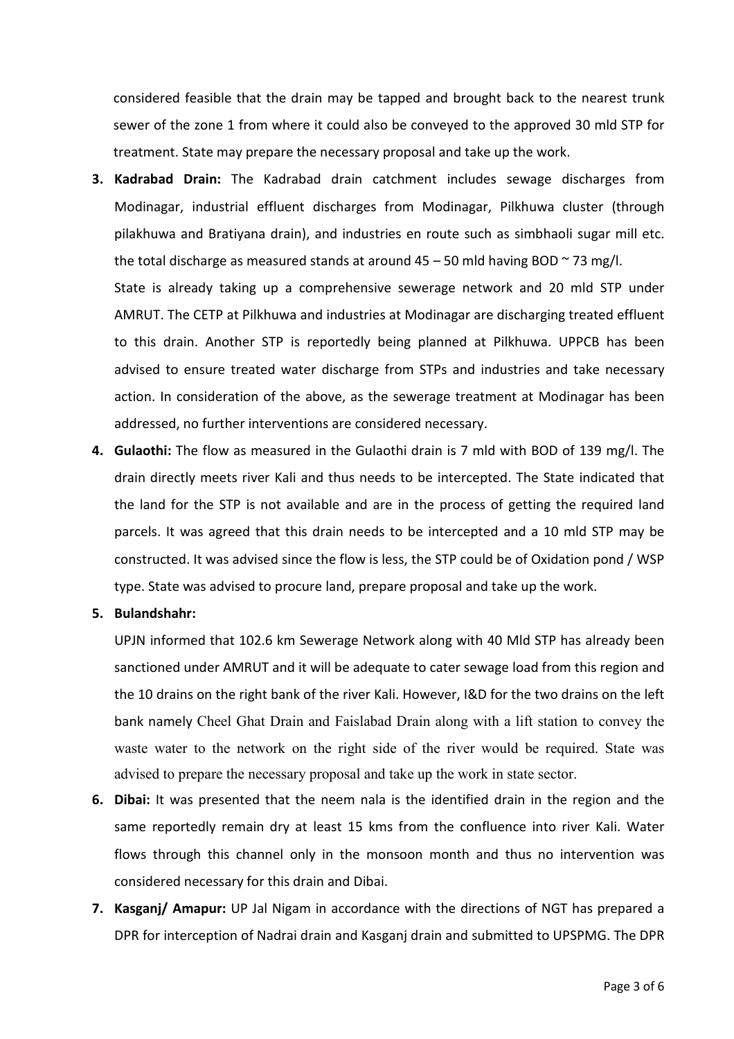considered feasible that the drain may be tapped and brought back to the nearest trunk sewer of the zone 1 from where it could also be conveyed to the approved 30 mld STP for treatment. State may prepare the necessary proposal and take up the work.

3. **Kadrabad Drain:** The Kadrabad drain catchment includes sewage discharges from Modinagar, industrial effluent discharges from Modinagar, Pilkhuwa cluster (through pilakhuwa and Bratiyana drain), and industries en route such as simbhaoli sugar mill etc. the total discharge as measured stands at around 45 – 50 mld having BOD ~ 73 mg/l.

   State is already taking up a comprehensive sewerage network and 20 mld STP under AMRUT. The CETP at Pilkhuwa and industries at Modinagar are discharging treated effluent to this drain. Another STP is reportedly being planned at Pilkhuwa. UPPCB has been advised to ensure treated water discharge from STPs and industries and take necessary action. In consideration of the above, as the sewerage treatment at Modinagar has been addressed, no further interventions are considered necessary.

4. **Gulaothi:** The flow as measured in the Gulaothi drain is 7 mld with BOD of 139 mg/l. The drain directly meets river Kali and thus needs to be intercepted. The State indicated that the land for the STP is not available and are in the process of getting the required land parcels. It was agreed that this drain needs to be intercepted and a 10 mld STP may be constructed. It was advised since the flow is less, the STP could be of Oxidation pond / WSP type. State was advised to procure land, prepare proposal and take up the work.

5. **Bulandshahr:**

   UPJN informed that 102.6 km Sewerage Network along with 40 Mld STP has already been sanctioned under AMRUT and it will be adequate to cater sewage load from this region and the 10 drains on the right bank of the river Kali. However, I&D for the two drains on the left bank namely Cheel Ghat Drain and Faislabad Drain along with a lift station to convey the waste water to the network on the right side of the river would be required. State was advised to prepare the necessary proposal and take up the work in state sector.

6. **Dibai:** It was presented that the neem nala is the identified drain in the region and the same reportedly remain dry at least 15 kms from the confluence into river Kali. Water flows through this channel only in the monsoon month and thus no intervention was considered necessary for this drain and Dibai.

7. **Kasganj/ Amapur:** UP Jal Nigam in accordance with the directions of NGT has prepared a DPR for interception of Nadrai drain and Kasganj drain and submitted to UPSPMG. The DPR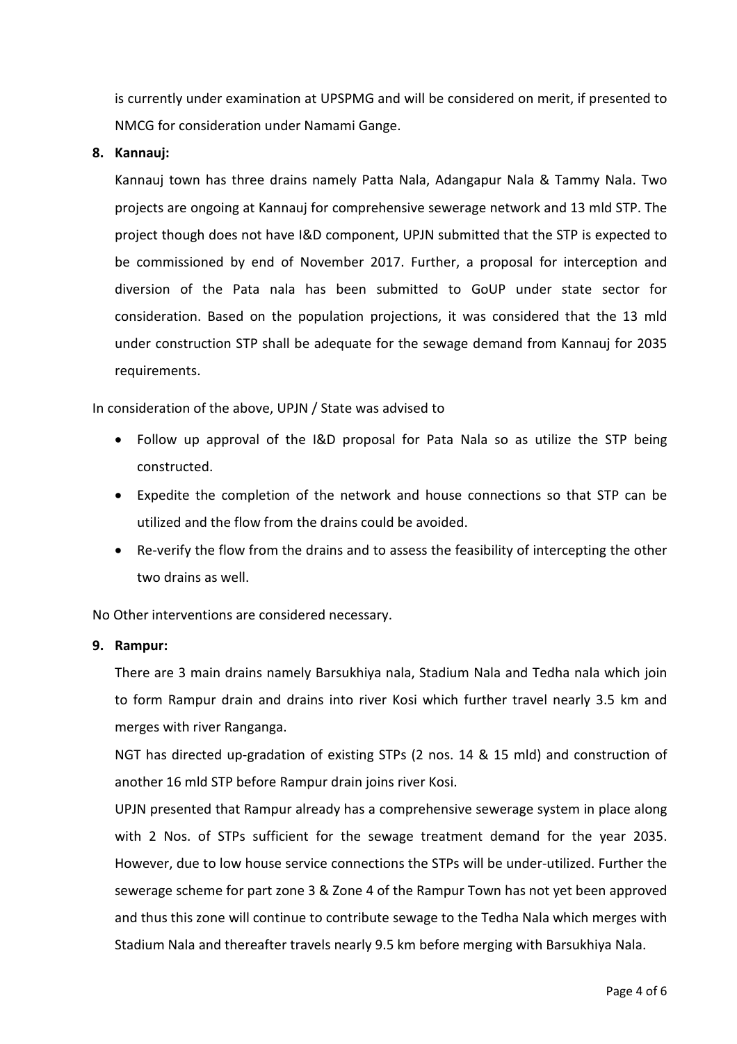is currently under examination at UPSPMG and will be considered on merit, if presented to NMCG for consideration under Namami Gange.

8. **Kannauj:**

   Kannauj town has three drains namely Patta Nala, Adangapur Nala & Tammy Nala. Two projects are ongoing at Kannauj for comprehensive sewerage network and 13 mld STP. The project though does not have I&D component, UPJN submitted that the STP is expected to be commissioned by end of November 2017. Further, a proposal for interception and diversion of the Pata nala has been submitted to GoUP under state sector for consideration. Based on the population projections, it was considered that the 13 mld under construction STP shall be adequate for the sewage demand from Kannauj for 2035 requirements.

In consideration of the above, UPJN / State was advised to

- Follow up approval of the I&D proposal for Pata Nala so as utilize the STP being constructed.
- Expedite the completion of the network and house connections so that STP can be utilized and the flow from the drains could be avoided.
- Re-verify the flow from the drains and to assess the feasibility of intercepting the other two drains as well.

No Other interventions are considered necessary.

9. **Rampur:**

   There are 3 main drains namely Barsukhiya nala, Stadium Nala and Tedha nala which join to form Rampur drain and drains into river Kosi which further travel nearly 3.5 km and merges with river Ranganga.

   NGT has directed up-gradation of existing STPs (2 nos. 14 & 15 mld) and construction of another 16 mld STP before Rampur drain joins river Kosi.

   UPJN presented that Rampur already has a comprehensive sewerage system in place along with 2 Nos. of STPs sufficient for the sewage treatment demand for the year 2035. However, due to low house service connections the STPs will be under-utilized. Further the sewerage scheme for part zone 3 & Zone 4 of the Rampur Town has not yet been approved and thus this zone will continue to contribute sewage to the Tedha Nala which merges with Stadium Nala and thereafter travels nearly 9.5 km before merging with Barsukhiya Nala.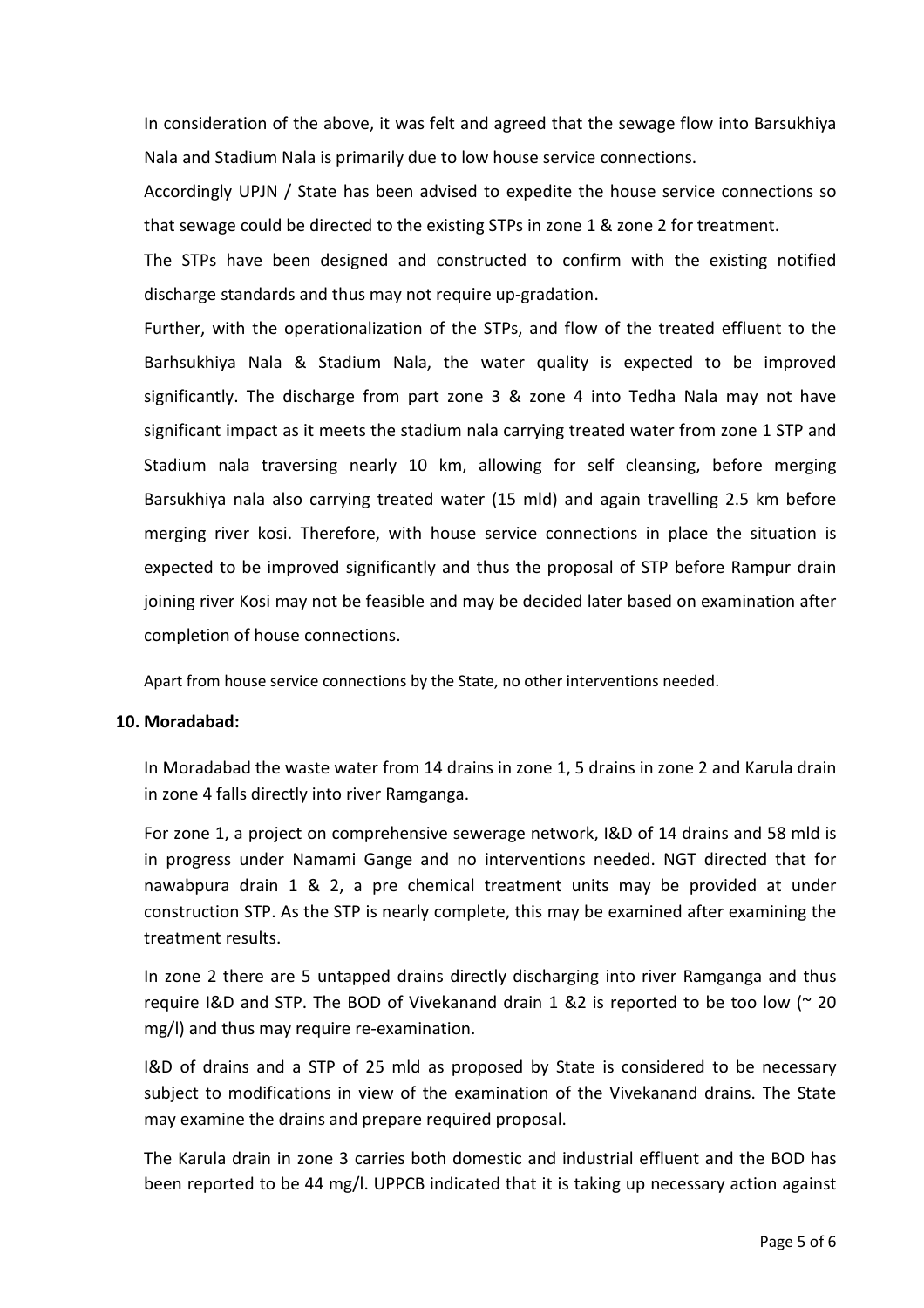In consideration of the above, it was felt and agreed that the sewage flow into Barsukhiya Nala and Stadium Nala is primarily due to low house service connections.

Accordingly UPJN / State has been advised to expedite the house service connections so that sewage could be directed to the existing STPs in zone 1 & zone 2 for treatment.

The STPs have been designed and constructed to confirm with the existing notified discharge standards and thus may not require up-gradation.

Further, with the operationalization of the STPs, and flow of the treated effluent to the Barhsukhiya Nala & Stadium Nala, the water quality is expected to be improved significantly. The discharge from part zone 3 & zone 4 into Tedha Nala may not have significant impact as it meets the stadium nala carrying treated water from zone 1 STP and Stadium nala traversing nearly 10 km, allowing for self cleansing, before merging Barsukhiya nala also carrying treated water (15 mld) and again travelling 2.5 km before merging river kosi. Therefore, with house service connections in place the situation is expected to be improved significantly and thus the proposal of STP before Rampur drain joining river Kosi may not be feasible and may be decided later based on examination after completion of house connections.

Apart from house service connections by the State, no other interventions needed.

**10. Moradabad:**

In Moradabad the waste water from 14 drains in zone 1, 5 drains in zone 2 and Karula drain in zone 4 falls directly into river Ramganga.

For zone 1, a project on comprehensive sewerage network, I&D of 14 drains and 58 mld is in progress under Namami Gange and no interventions needed. NGT directed that for nawabpura drain 1 & 2, a pre chemical treatment units may be provided at under construction STP. As the STP is nearly complete, this may be examined after examining the treatment results.

In zone 2 there are 5 untapped drains directly discharging into river Ramganga and thus require I&D and STP. The BOD of Vivekanand drain 1 &2 is reported to be too low (~ 20 mg/l) and thus may require re-examination.

I&D of drains and a STP of 25 mld as proposed by State is considered to be necessary subject to modifications in view of the examination of the Vivekanand drains. The State may examine the drains and prepare required proposal.

The Karula drain in zone 3 carries both domestic and industrial effluent and the BOD has been reported to be 44 mg/l. UPPCB indicated that it is taking up necessary action against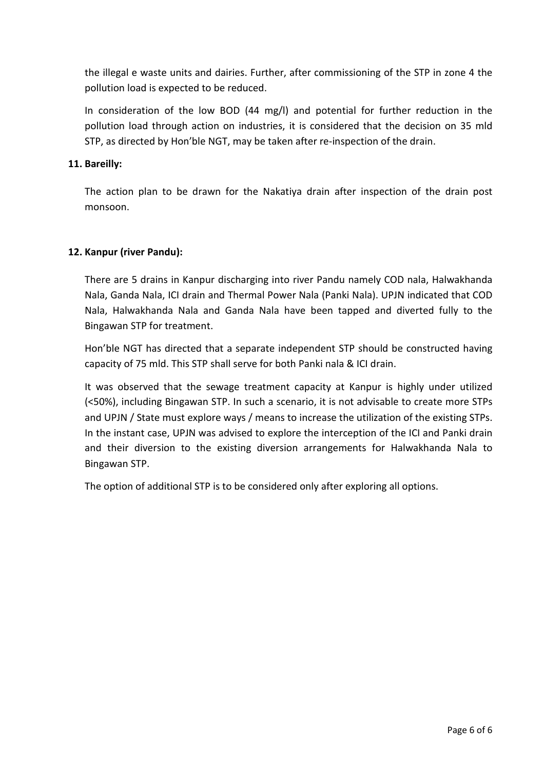the illegal e waste units and dairies. Further, after commissioning of the STP in zone 4 the pollution load is expected to be reduced.

In consideration of the low BOD (44 mg/l) and potential for further reduction in the pollution load through action on industries, it is considered that the decision on 35 mld STP, as directed by Hon'ble NGT, may be taken after re-inspection of the drain.

**11. Bareilly:**

The action plan to be drawn for the Nakatiya drain after inspection of the drain post monsoon.

**12. Kanpur (river Pandu):**

There are 5 drains in Kanpur discharging into river Pandu namely COD nala, Halwakhanda Nala, Ganda Nala, ICI drain and Thermal Power Nala (Panki Nala). UPJN indicated that COD Nala, Halwakhanda Nala and Ganda Nala have been tapped and diverted fully to the Bingawan STP for treatment.

Hon'ble NGT has directed that a separate independent STP should be constructed having capacity of 75 mld. This STP shall serve for both Panki nala & ICI drain.

It was observed that the sewage treatment capacity at Kanpur is highly under utilized (<50%), including Bingawan STP. In such a scenario, it is not advisable to create more STPs and UPJN / State must explore ways / means to increase the utilization of the existing STPs. In the instant case, UPJN was advised to explore the interception of the ICI and Panki drain and their diversion to the existing diversion arrangements for Halwakhanda Nala to Bingawan STP.

The option of additional STP is to be considered only after exploring all options.